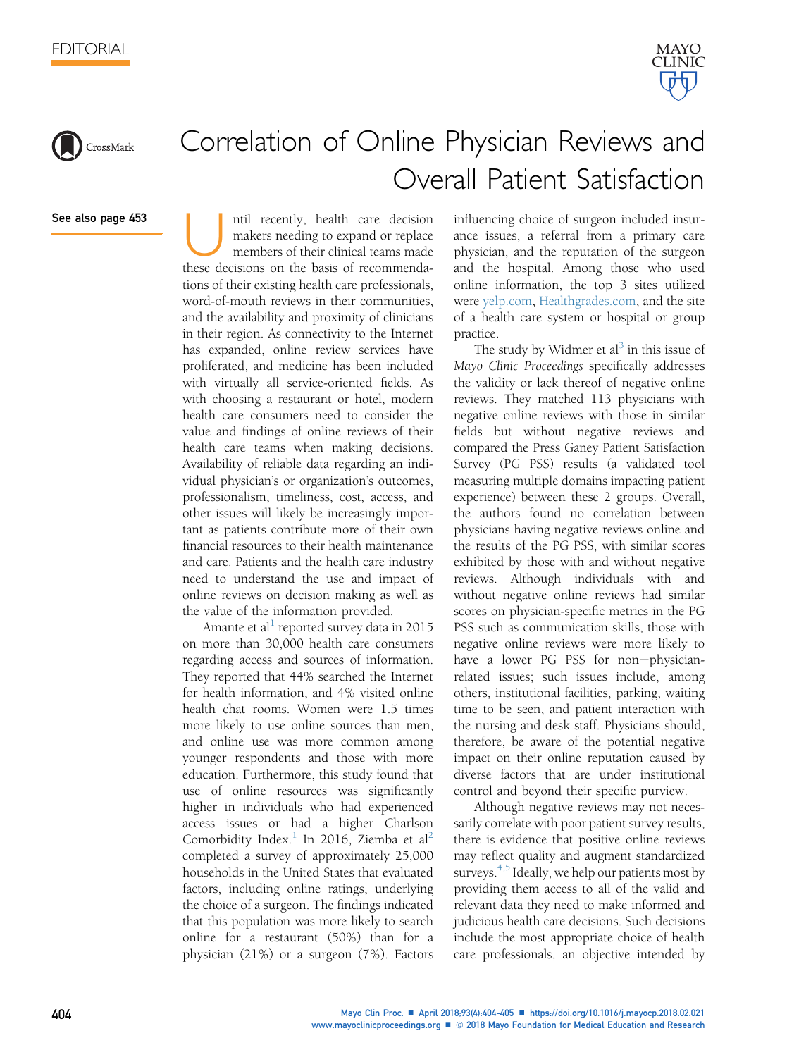EDITORIAL

See also page 453

# Correlation of Online Physician Reviews and Overall Patient Satisfaction

Until recently, health care decision makers needing to expand or replace members of their clinical teams made these decisions on the basis of recommendations of their existing health care professionals, word-of-mouth reviews in their communities, and the availability and proximity of clinicians in their region. As connectivity to the Internet has expanded, online review services have proliferated, and medicine has been included with virtually all service-oriented fields. As with choosing a restaurant or hotel, modern health care consumers need to consider the value and findings of online reviews of their health care teams when making decisions. Availability of reliable data regarding an individual physician's or organization's outcomes, professionalism, timeliness, cost, access, and other issues will likely be increasingly important as patients contribute more of their own financial resources to their health maintenance and care. Patients and the health care industry need to understand the use and impact of online reviews on decision making as well as the value of the information provided.

Amante et al[1] reported survey data in 2015 on more than 30,000 health care consumers regarding access and sources of information. They reported that 44% searched the Internet for health information, and 4% visited online health chat rooms. Women were 1.5 times more likely to use online sources than men, and online use was more common among younger respondents and those with more education. Furthermore, this study found that use of online resources was significantly higher in individuals who had experienced access issues or had a higher Charlson Comorbidity Index.[1] In 2016, Ziemba et al[2] completed a survey of approximately 25,000 households in the United States that evaluated factors, including online ratings, underlying the choice of a surgeon. The findings indicated that this population was more likely to search online for a restaurant (50%) than for a physician (21%) or a surgeon (7%). Factors influencing choice of surgeon included insurance issues, a referral from a primary care physician, and the reputation of the surgeon and the hospital. Among those who used online information, the top 3 sites utilized were yelp.com, Healthgrades.com, and the site of a health care system or hospital or group practice.

The study by Widmer et al[3] in this issue of *Mayo Clinic Proceedings* specifically addresses the validity or lack thereof of negative online reviews. They matched 113 physicians with negative online reviews with those in similar fields but without negative reviews and compared the Press Ganey Patient Satisfaction Survey (PG PSS) results (a validated tool measuring multiple domains impacting patient experience) between these 2 groups. Overall, the authors found no correlation between physicians having negative reviews online and the results of the PG PSS, with similar scores exhibited by those with and without negative reviews. Although individuals with and without negative online reviews had similar scores on physician-specific metrics in the PG PSS such as communication skills, those with negative online reviews were more likely to have a lower PG PSS for non−physician-related issues; such issues include, among others, institutional facilities, parking, waiting time to be seen, and patient interaction with the nursing and desk staff. Physicians should, therefore, be aware of the potential negative impact on their online reputation caused by diverse factors that are under institutional control and beyond their specific purview.

Although negative reviews may not necessarily correlate with poor patient survey results, there is evidence that positive online reviews may reflect quality and augment standardized surveys.[4,5] Ideally, we help our patients most by providing them access to all of the valid and relevant data they need to make informed and judicious health care decisions. Such decisions include the most appropriate choice of health care professionals, an objective intended by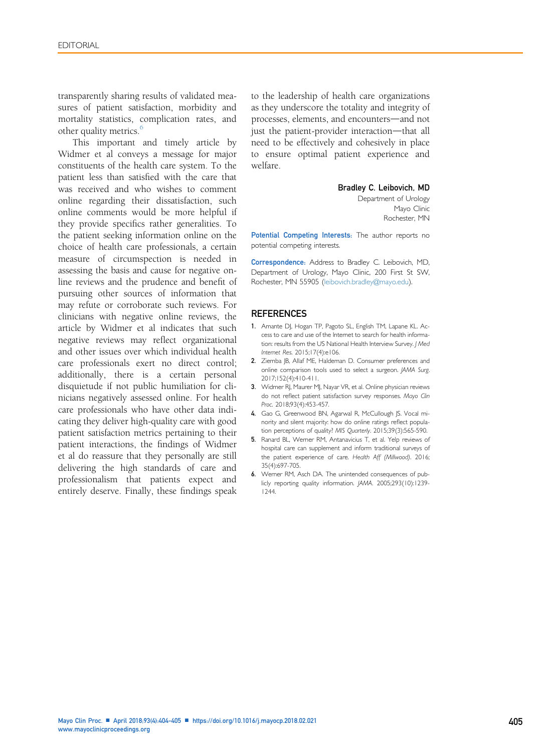transparently sharing results of validated measures of patient satisfaction, morbidity and mortality statistics, complication rates, and other quality metrics.[6]

This important and timely article by Widmer et al conveys a message for major constituents of the health care system. To the patient less than satisfied with the care that was received and who wishes to comment online regarding their dissatisfaction, such online comments would be more helpful if they provide specifics rather generalities. To the patient seeking information online on the choice of health care professionals, a certain measure of circumspection is needed in assessing the basis and cause for negative online reviews and the prudence and benefit of pursuing other sources of information that may refute or corroborate such reviews. For clinicians with negative online reviews, the article by Widmer et al indicates that such negative reviews may reflect organizational and other issues over which individual health care professionals exert no direct control; additionally, there is a certain personal disquietude if not public humiliation for clinicians negatively assessed online. For health care professionals who have other data indicating they deliver high-quality care with good patient satisfaction metrics pertaining to their patient interactions, the findings of Widmer et al do reassure that they personally are still delivering the high standards of care and professionalism that patients expect and entirely deserve. Finally, these findings speak to the leadership of health care organizations as they underscore the totality and integrity of processes, elements, and encounters—and not just the patient-provider interaction—that all need to be effectively and cohesively in place to ensure optimal patient experience and welfare.

**Bradley C. Leibovich, MD**
Department of Urology
Mayo Clinic
Rochester, MN

**Potential Competing Interests:** The author reports no potential competing interests.

**Correspondence:** Address to Bradley C. Leibovich, MD, Department of Urology, Mayo Clinic, 200 First St SW, Rochester, MN 55905 (leibovich.bradley@mayo.edu).

## REFERENCES

1. Amante DJ, Hogan TP, Pagoto SL, English TM, Lapane KL. Access to care and use of the Internet to search for health information: results from the US National Health Interview Survey. *J Med Internet Res*. 2015;17(4):e106.
2. Ziemba JB, Allaf ME, Haldeman D. Consumer preferences and online comparison tools used to select a surgeon. *JAMA Surg*. 2017;152(4):410-411.
3. Widmer RJ, Maurer MJ, Nayar VR, et al. Online physician reviews do not reflect patient satisfaction survey responses. *Mayo Clin Proc*. 2018;93(4):453-457.
4. Gao G, Greenwood BN, Agarwal R, McCullough JS. Vocal minority and silent majority: how do online ratings reflect population perceptions of quality? *MIS Quarterly*. 2015;39(3):565-590.
5. Ranard BL, Werner RM, Antanavicius T, et al. Yelp reviews of hospital care can supplement and inform traditional surveys of the patient experience of care. *Health Aff (Millwood)*. 2016; 35(4):697-705.
6. Werner RM, Asch DA. The unintended consequences of publicly reporting quality information. *JAMA*. 2005;293(10):1239-1244.